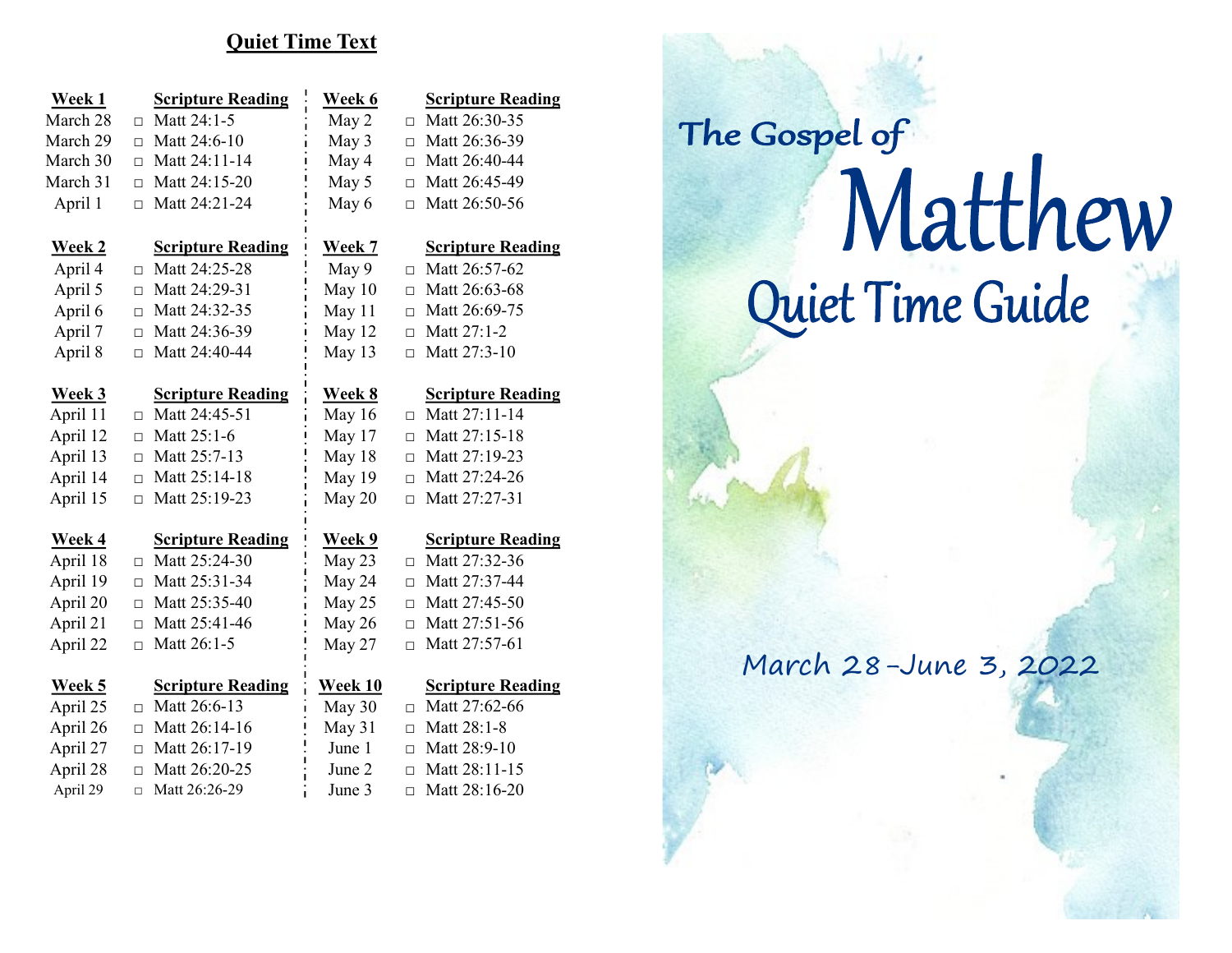## Quiet Time Text

| Week 1 | | Scripture Reading |
|---|---|---|
| March 28 | □ | Matt 24:1-5 |
| March 29 | □ | Matt 24:6-10 |
| March 30 | □ | Matt 24:11-14 |
| March 31 | □ | Matt 24:15-20 |
| April 1 | □ | Matt 24:21-24 |

| Week 2 | | Scripture Reading |
|---|---|---|
| April 4 | □ | Matt 24:25-28 |
| April 5 | □ | Matt 24:29-31 |
| April 6 | □ | Matt 24:32-35 |
| April 7 | □ | Matt 24:36-39 |
| April 8 | □ | Matt 24:40-44 |

| Week 3 | | Scripture Reading |
|---|---|---|
| April 11 | □ | Matt 24:45-51 |
| April 12 | □ | Matt 25:1-6 |
| April 13 | □ | Matt 25:7-13 |
| April 14 | □ | Matt 25:14-18 |
| April 15 | □ | Matt 25:19-23 |

| Week 4 | | Scripture Reading |
|---|---|---|
| April 18 | □ | Matt 25:24-30 |
| April 19 | □ | Matt 25:31-34 |
| April 20 | □ | Matt 25:35-40 |
| April 21 | □ | Matt 25:41-46 |
| April 22 | □ | Matt 26:1-5 |

| Week 5 | | Scripture Reading |
|---|---|---|
| April 25 | □ | Matt 26:6-13 |
| April 26 | □ | Matt 26:14-16 |
| April 27 | □ | Matt 26:17-19 |
| April 28 | □ | Matt 26:20-25 |
| April 29 | □ | Matt 26:26-29 |

| Week 6 | | Scripture Reading |
|---|---|---|
| May 2 | □ | Matt 26:30-35 |
| May 3 | □ | Matt 26:36-39 |
| May 4 | □ | Matt 26:40-44 |
| May 5 | □ | Matt 26:45-49 |
| May 6 | □ | Matt 26:50-56 |

| Week 7 | | Scripture Reading |
|---|---|---|
| May 9 | □ | Matt 26:57-62 |
| May 10 | □ | Matt 26:63-68 |
| May 11 | □ | Matt 26:69-75 |
| May 12 | □ | Matt 27:1-2 |
| May 13 | □ | Matt 27:3-10 |

| Week 8 | | Scripture Reading |
|---|---|---|
| May 16 | □ | Matt 27:11-14 |
| May 17 | □ | Matt 27:15-18 |
| May 18 | □ | Matt 27:19-23 |
| May 19 | □ | Matt 27:24-26 |
| May 20 | □ | Matt 27:27-31 |

| Week 9 | | Scripture Reading |
|---|---|---|
| May 23 | □ | Matt 27:32-36 |
| May 24 | □ | Matt 27:37-44 |
| May 25 | □ | Matt 27:45-50 |
| May 26 | □ | Matt 27:51-56 |
| May 27 | □ | Matt 27:57-61 |

| Week 10 | | Scripture Reading |
|---|---|---|
| May 30 | □ | Matt 27:62-66 |
| May 31 | □ | Matt 28:1-8 |
| June 1 | □ | Matt 28:9-10 |
| June 2 | □ | Matt 28:11-15 |
| June 3 | □ | Matt 28:16-20 |

# The Gospel of Matthew

## Quiet Time Guide

March 28–June 3, 2022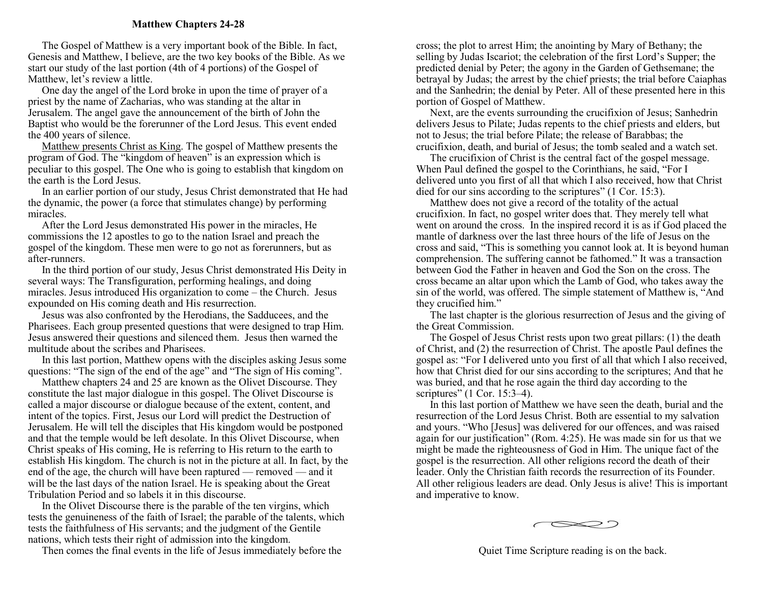**Matthew Chapters 24-28**

The Gospel of Matthew is a very important book of the Bible. In fact, Genesis and Matthew, I believe, are the two key books of the Bible. As we start our study of the last portion (4th of 4 portions) of the Gospel of Matthew, let's review a little.

One day the angel of the Lord broke in upon the time of prayer of a priest by the name of Zacharias, who was standing at the altar in Jerusalem. The angel gave the announcement of the birth of John the Baptist who would be the forerunner of the Lord Jesus. This event ended the 400 years of silence.

Matthew presents Christ as King. The gospel of Matthew presents the program of God. The "kingdom of heaven" is an expression which is peculiar to this gospel. The One who is going to establish that kingdom on the earth is the Lord Jesus.

In an earlier portion of our study, Jesus Christ demonstrated that He had the dynamic, the power (a force that stimulates change) by performing miracles.

After the Lord Jesus demonstrated His power in the miracles, He commissions the 12 apostles to go to the nation Israel and preach the gospel of the kingdom. These men were to go not as forerunners, but as after-runners.

In the third portion of our study, Jesus Christ demonstrated His Deity in several ways: The Transfiguration, performing healings, and doing miracles. Jesus introduced His organization to come – the Church. Jesus expounded on His coming death and His resurrection.

Jesus was also confronted by the Herodians, the Sadducees, and the Pharisees. Each group presented questions that were designed to trap Him. Jesus answered their questions and silenced them. Jesus then warned the multitude about the scribes and Pharisees.

In this last portion, Matthew opens with the disciples asking Jesus some questions: "The sign of the end of the age" and "The sign of His coming".

Matthew chapters 24 and 25 are known as the Olivet Discourse. They constitute the last major dialogue in this gospel. The Olivet Discourse is called a major discourse or dialogue because of the extent, content, and intent of the topics. First, Jesus our Lord will predict the Destruction of Jerusalem. He will tell the disciples that His kingdom would be postponed and that the temple would be left desolate. In this Olivet Discourse, when Christ speaks of His coming, He is referring to His return to the earth to establish His kingdom. The church is not in the picture at all. In fact, by the end of the age, the church will have been raptured — removed — and it will be the last days of the nation Israel. He is speaking about the Great Tribulation Period and so labels it in this discourse.

In the Olivet Discourse there is the parable of the ten virgins, which tests the genuineness of the faith of Israel; the parable of the talents, which tests the faithfulness of His servants; and the judgment of the Gentile nations, which tests their right of admission into the kingdom.

Then comes the final events in the life of Jesus immediately before the cross; the plot to arrest Him; the anointing by Mary of Bethany; the selling by Judas Iscariot; the celebration of the first Lord's Supper; the predicted denial by Peter; the agony in the Garden of Gethsemane; the betrayal by Judas; the arrest by the chief priests; the trial before Caiaphas and the Sanhedrin; the denial by Peter. All of these presented here in this portion of Gospel of Matthew.

Next, are the events surrounding the crucifixion of Jesus; Sanhedrin delivers Jesus to Pilate; Judas repents to the chief priests and elders, but not to Jesus; the trial before Pilate; the release of Barabbas; the crucifixion, death, and burial of Jesus; the tomb sealed and a watch set.

The crucifixion of Christ is the central fact of the gospel message. When Paul defined the gospel to the Corinthians, he said, "For I delivered unto you first of all that which I also received, how that Christ died for our sins according to the scriptures" (1 Cor. 15:3).

Matthew does not give a record of the totality of the actual crucifixion. In fact, no gospel writer does that. They merely tell what went on around the cross. In the inspired record it is as if God placed the mantle of darkness over the last three hours of the life of Jesus on the cross and said, "This is something you cannot look at. It is beyond human comprehension. The suffering cannot be fathomed." It was a transaction between God the Father in heaven and God the Son on the cross. The cross became an altar upon which the Lamb of God, who takes away the sin of the world, was offered. The simple statement of Matthew is, "And they crucified him."

The last chapter is the glorious resurrection of Jesus and the giving of the Great Commission.

The Gospel of Jesus Christ rests upon two great pillars: (1) the death of Christ, and (2) the resurrection of Christ. The apostle Paul defines the gospel as: "For I delivered unto you first of all that which I also received, how that Christ died for our sins according to the scriptures; And that he was buried, and that he rose again the third day according to the scriptures" (1 Cor. 15:3–4).

In this last portion of Matthew we have seen the death, burial and the resurrection of the Lord Jesus Christ. Both are essential to my salvation and yours. "Who [Jesus] was delivered for our offences, and was raised again for our justification" (Rom. 4:25). He was made sin for us that we might be made the righteousness of God in Him. The unique fact of the gospel is the resurrection. All other religions record the death of their leader. Only the Christian faith records the resurrection of its Founder. All other religious leaders are dead. Only Jesus is alive! This is important and imperative to know.

Quiet Time Scripture reading is on the back.